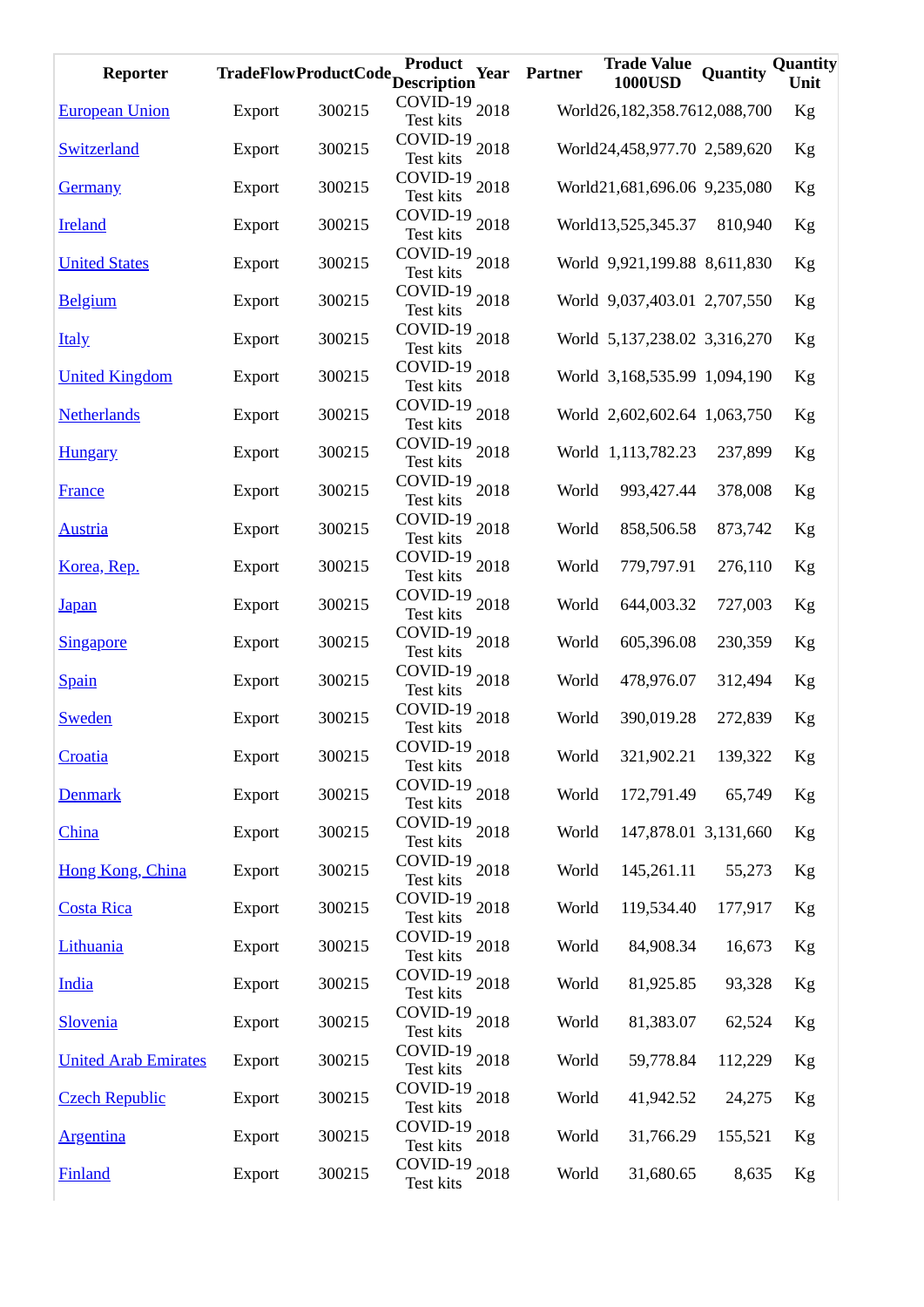| Reporter | TradeFlow | ProductCode | Product Description | Year | Partner | Trade Value 1000USD | Quantity | Quantity Unit |
|---|---|---|---|---|---|---|---|---|
| European Union | Export | 300215 | COVID-19 Test kits | 2018 | World | 26,182,358.76 | 12,088,700 | Kg |
| Switzerland | Export | 300215 | COVID-19 Test kits | 2018 | World | 24,458,977.70 | 2,589,620 | Kg |
| Germany | Export | 300215 | COVID-19 Test kits | 2018 | World | 21,681,696.06 | 9,235,080 | Kg |
| Ireland | Export | 300215 | COVID-19 Test kits | 2018 | World | 13,525,345.37 | 810,940 | Kg |
| United States | Export | 300215 | COVID-19 Test kits | 2018 | World | 9,921,199.88 | 8,611,830 | Kg |
| Belgium | Export | 300215 | COVID-19 Test kits | 2018 | World | 9,037,403.01 | 2,707,550 | Kg |
| Italy | Export | 300215 | COVID-19 Test kits | 2018 | World | 5,137,238.02 | 3,316,270 | Kg |
| United Kingdom | Export | 300215 | COVID-19 Test kits | 2018 | World | 3,168,535.99 | 1,094,190 | Kg |
| Netherlands | Export | 300215 | COVID-19 Test kits | 2018 | World | 2,602,602.64 | 1,063,750 | Kg |
| Hungary | Export | 300215 | COVID-19 Test kits | 2018 | World | 1,113,782.23 | 237,899 | Kg |
| France | Export | 300215 | COVID-19 Test kits | 2018 | World | 993,427.44 | 378,008 | Kg |
| Austria | Export | 300215 | COVID-19 Test kits | 2018 | World | 858,506.58 | 873,742 | Kg |
| Korea, Rep. | Export | 300215 | COVID-19 Test kits | 2018 | World | 779,797.91 | 276,110 | Kg |
| Japan | Export | 300215 | COVID-19 Test kits | 2018 | World | 644,003.32 | 727,003 | Kg |
| Singapore | Export | 300215 | COVID-19 Test kits | 2018 | World | 605,396.08 | 230,359 | Kg |
| Spain | Export | 300215 | COVID-19 Test kits | 2018 | World | 478,976.07 | 312,494 | Kg |
| Sweden | Export | 300215 | COVID-19 Test kits | 2018 | World | 390,019.28 | 272,839 | Kg |
| Croatia | Export | 300215 | COVID-19 Test kits | 2018 | World | 321,902.21 | 139,322 | Kg |
| Denmark | Export | 300215 | COVID-19 Test kits | 2018 | World | 172,791.49 | 65,749 | Kg |
| China | Export | 300215 | COVID-19 Test kits | 2018 | World | 147,878.01 | 3,131,660 | Kg |
| Hong Kong, China | Export | 300215 | COVID-19 Test kits | 2018 | World | 145,261.11 | 55,273 | Kg |
| Costa Rica | Export | 300215 | COVID-19 Test kits | 2018 | World | 119,534.40 | 177,917 | Kg |
| Lithuania | Export | 300215 | COVID-19 Test kits | 2018 | World | 84,908.34 | 16,673 | Kg |
| India | Export | 300215 | COVID-19 Test kits | 2018 | World | 81,925.85 | 93,328 | Kg |
| Slovenia | Export | 300215 | COVID-19 Test kits | 2018 | World | 81,383.07 | 62,524 | Kg |
| United Arab Emirates | Export | 300215 | COVID-19 Test kits | 2018 | World | 59,778.84 | 112,229 | Kg |
| Czech Republic | Export | 300215 | COVID-19 Test kits | 2018 | World | 41,942.52 | 24,275 | Kg |
| Argentina | Export | 300215 | COVID-19 Test kits | 2018 | World | 31,766.29 | 155,521 | Kg |
| Finland | Export | 300215 | COVID-19 Test kits | 2018 | World | 31,680.65 | 8,635 | Kg |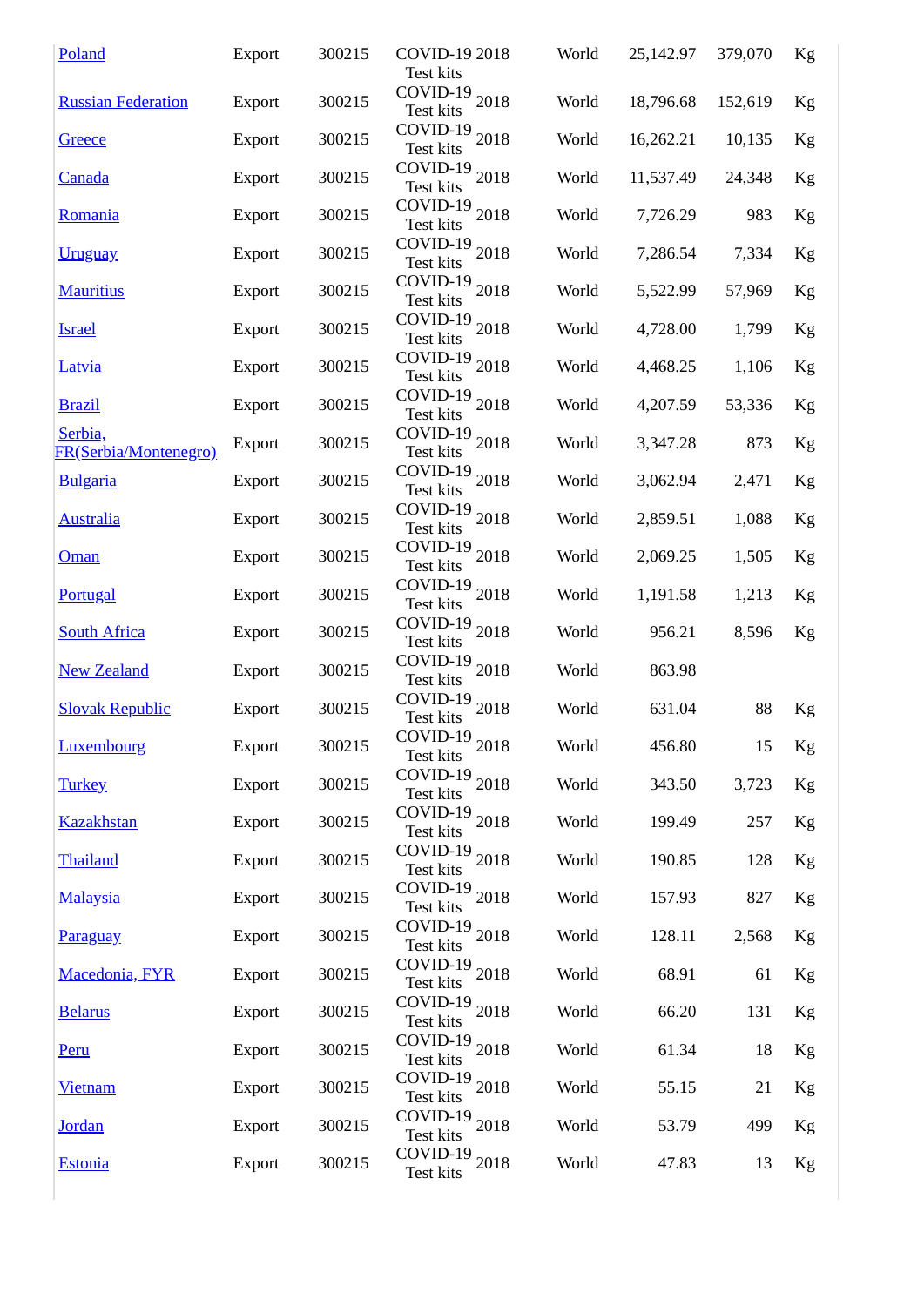| | | | | | | | | |
|---|---|---|---|---|---|---|---|---|
| Poland | Export | 300215 | COVID-19 Test kits | 2018 | World | 25,142.97 | 379,070 | Kg |
| Russian Federation | Export | 300215 | COVID-19 Test kits | 2018 | World | 18,796.68 | 152,619 | Kg |
| Greece | Export | 300215 | COVID-19 Test kits | 2018 | World | 16,262.21 | 10,135 | Kg |
| Canada | Export | 300215 | COVID-19 Test kits | 2018 | World | 11,537.49 | 24,348 | Kg |
| Romania | Export | 300215 | COVID-19 Test kits | 2018 | World | 7,726.29 | 983 | Kg |
| Uruguay | Export | 300215 | COVID-19 Test kits | 2018 | World | 7,286.54 | 7,334 | Kg |
| Mauritius | Export | 300215 | COVID-19 Test kits | 2018 | World | 5,522.99 | 57,969 | Kg |
| Israel | Export | 300215 | COVID-19 Test kits | 2018 | World | 4,728.00 | 1,799 | Kg |
| Latvia | Export | 300215 | COVID-19 Test kits | 2018 | World | 4,468.25 | 1,106 | Kg |
| Brazil | Export | 300215 | COVID-19 Test kits | 2018 | World | 4,207.59 | 53,336 | Kg |
| Serbia, FR(Serbia/Montenegro) | Export | 300215 | COVID-19 Test kits | 2018 | World | 3,347.28 | 873 | Kg |
| Bulgaria | Export | 300215 | COVID-19 Test kits | 2018 | World | 3,062.94 | 2,471 | Kg |
| Australia | Export | 300215 | COVID-19 Test kits | 2018 | World | 2,859.51 | 1,088 | Kg |
| Oman | Export | 300215 | COVID-19 Test kits | 2018 | World | 2,069.25 | 1,505 | Kg |
| Portugal | Export | 300215 | COVID-19 Test kits | 2018 | World | 1,191.58 | 1,213 | Kg |
| South Africa | Export | 300215 | COVID-19 Test kits | 2018 | World | 956.21 | 8,596 | Kg |
| New Zealand | Export | 300215 | COVID-19 Test kits | 2018 | World | 863.98 | | |
| Slovak Republic | Export | 300215 | COVID-19 Test kits | 2018 | World | 631.04 | 88 | Kg |
| Luxembourg | Export | 300215 | COVID-19 Test kits | 2018 | World | 456.80 | 15 | Kg |
| Turkey | Export | 300215 | COVID-19 Test kits | 2018 | World | 343.50 | 3,723 | Kg |
| Kazakhstan | Export | 300215 | COVID-19 Test kits | 2018 | World | 199.49 | 257 | Kg |
| Thailand | Export | 300215 | COVID-19 Test kits | 2018 | World | 190.85 | 128 | Kg |
| Malaysia | Export | 300215 | COVID-19 Test kits | 2018 | World | 157.93 | 827 | Kg |
| Paraguay | Export | 300215 | COVID-19 Test kits | 2018 | World | 128.11 | 2,568 | Kg |
| Macedonia, FYR | Export | 300215 | COVID-19 Test kits | 2018 | World | 68.91 | 61 | Kg |
| Belarus | Export | 300215 | COVID-19 Test kits | 2018 | World | 66.20 | 131 | Kg |
| Peru | Export | 300215 | COVID-19 Test kits | 2018 | World | 61.34 | 18 | Kg |
| Vietnam | Export | 300215 | COVID-19 Test kits | 2018 | World | 55.15 | 21 | Kg |
| Jordan | Export | 300215 | COVID-19 Test kits | 2018 | World | 53.79 | 499 | Kg |
| Estonia | Export | 300215 | COVID-19 Test kits | 2018 | World | 47.83 | 13 | Kg |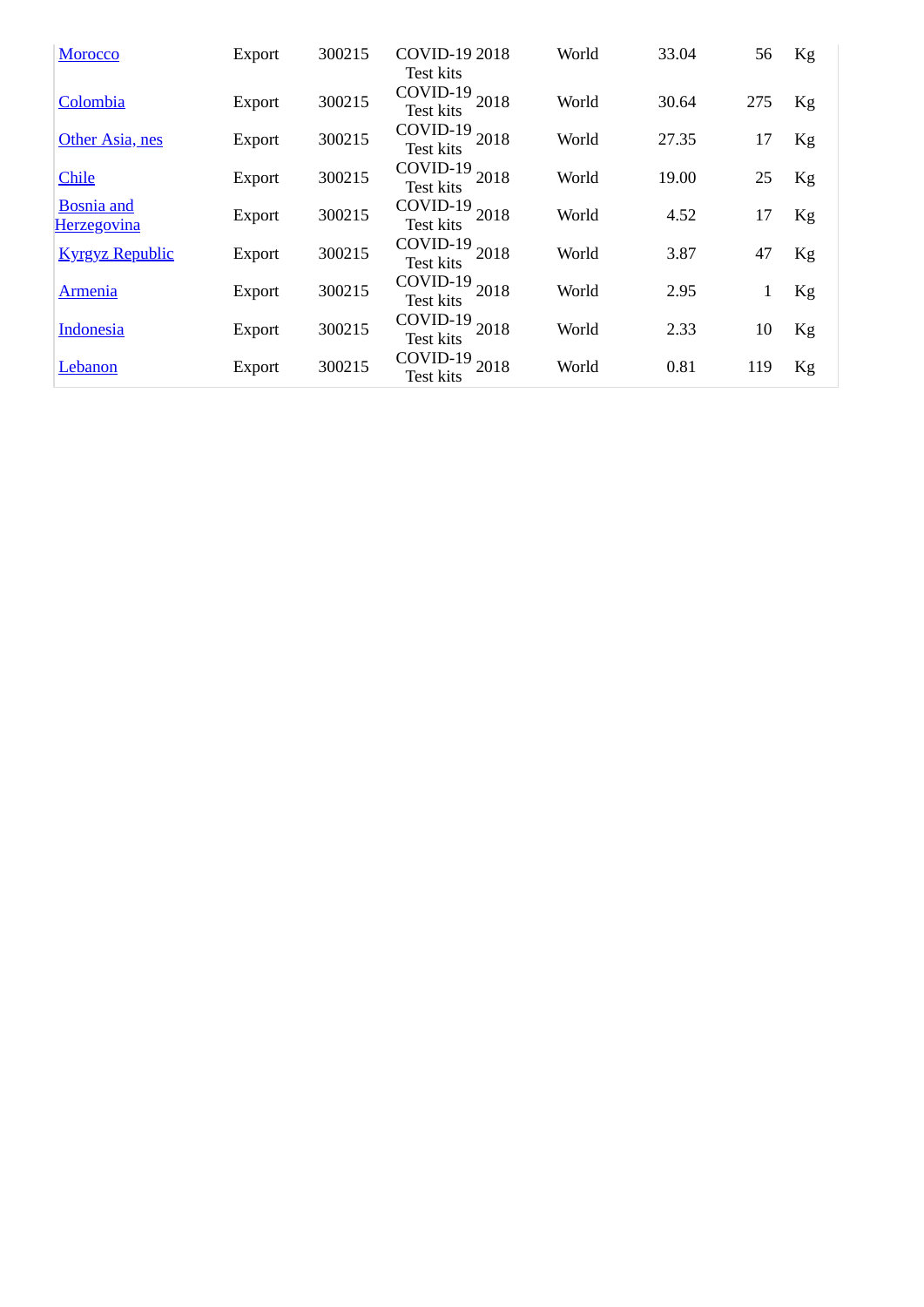| | | | | | | | | |
|---|---|---|---|---|---|---|---|---|
| Morocco | Export | 300215 | COVID-19 Test kits | 2018 | World | 33.04 | 56 | Kg |
| Colombia | Export | 300215 | COVID-19 Test kits | 2018 | World | 30.64 | 275 | Kg |
| Other Asia, nes | Export | 300215 | COVID-19 Test kits | 2018 | World | 27.35 | 17 | Kg |
| Chile | Export | 300215 | COVID-19 Test kits | 2018 | World | 19.00 | 25 | Kg |
| Bosnia and Herzegovina | Export | 300215 | COVID-19 Test kits | 2018 | World | 4.52 | 17 | Kg |
| Kyrgyz Republic | Export | 300215 | COVID-19 Test kits | 2018 | World | 3.87 | 47 | Kg |
| Armenia | Export | 300215 | COVID-19 Test kits | 2018 | World | 2.95 | 1 | Kg |
| Indonesia | Export | 300215 | COVID-19 Test kits | 2018 | World | 2.33 | 10 | Kg |
| Lebanon | Export | 300215 | COVID-19 Test kits | 2018 | World | 0.81 | 119 | Kg |